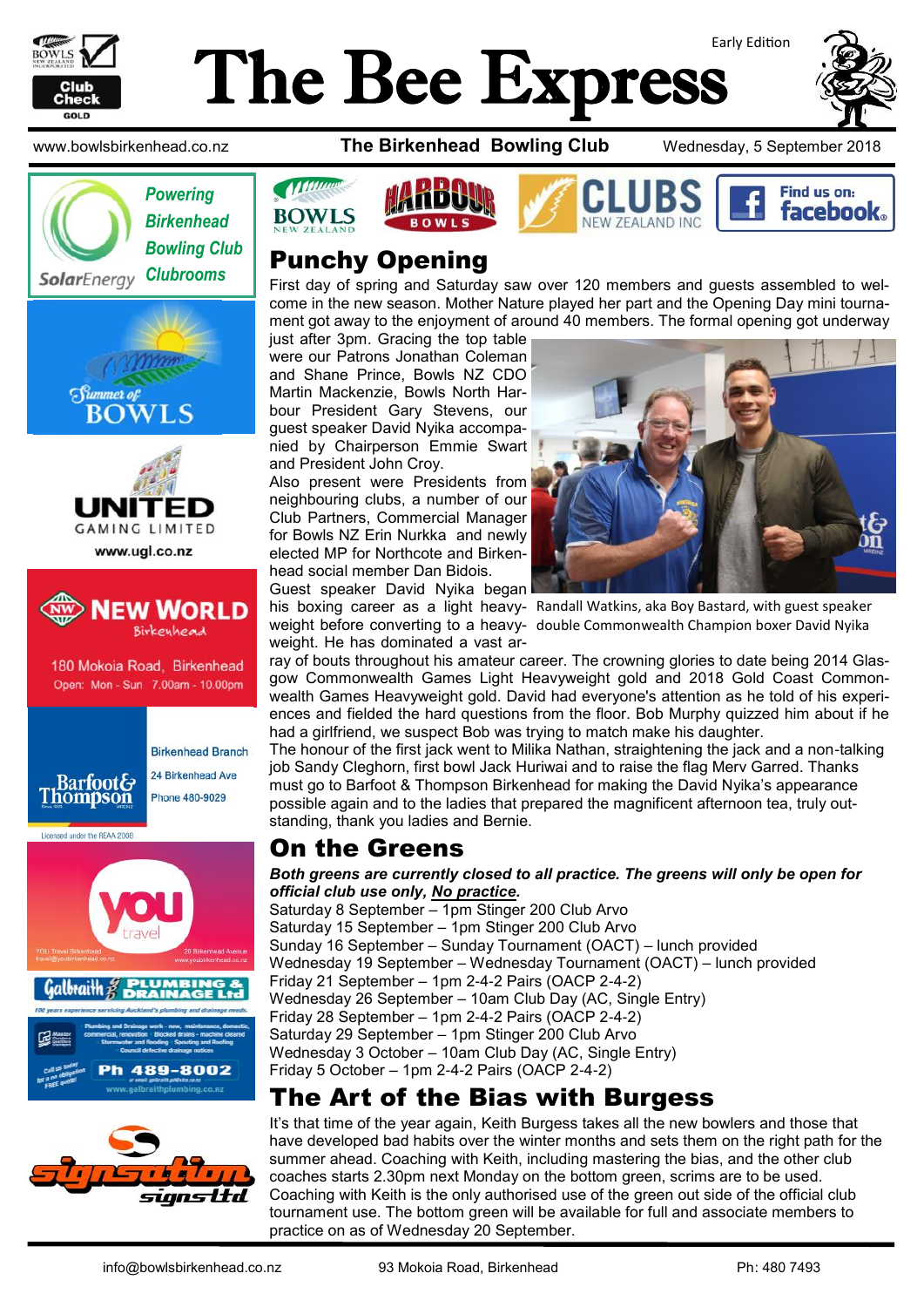# The Bee Express

Early Edition

www.bowlsbirkenhead.co.nz **The Birkenhead Bowling Club** Wednesday, 5 September 2018

*Powering Birkenhead Bowling Club Clubrooms* — SolarEnergy

Summer of BOWLS

UNITED GAMING LIMITED www.ugl.co.nz

NEW WORLD Birkenhead — 180 Mokoia Road, Birkenhead — Open: Mon - Sun 7.00am - 10.00pm

Barfoot & Thompson — Birkenhead Branch — 24 Birkenhead Ave — Phone 480-9029 — Licensed under the REAA 2008

you travel — YOU Travel Birkenhead travel@youbirkenhead.co.nz — 20 Birkenhead Avenue www.youbirkenhead.co.nz

Galbraith Plumbing & Drainage Ltd — Ph 489-8002 — www.galbraithplumbing.co.nz

signsation signs ltd

BOWLS NEW ZEALAND — HARBOUR BOWLS — CLUBS NEW ZEALAND INC — Find us on: facebook

## Punchy Opening

First day of spring and Saturday saw over 120 members and guests assembled to welcome in the new season. Mother Nature played her part and the Opening Day mini tournament got away to the enjoyment of around 40 members. The formal opening got underway just after 3pm. Gracing the top table were our Patrons Jonathan Coleman and Shane Prince, Bowls NZ CDO Martin Mackenzie, Bowls North Harbour President Gary Stevens, our guest speaker David Nyika accompanied by Chairperson Emmie Swart and President John Croy.

Also present were Presidents from neighbouring clubs, a number of our Club Partners, Commercial Manager for Bowls NZ Erin Nurkka and newly elected MP for Northcote and Birkenhead social member Dan Bidois.

Guest speaker David Nyika began his boxing career as a light heavyweight before converting to a heavyweight. He has dominated a vast array of bouts throughout his amateur career. The crowning glories to date being 2014 Glasgow Commonwealth Games Light Heavyweight gold and 2018 Gold Coast Commonwealth Games Heavyweight gold. David had everyone's attention as he told of his experiences and fielded the hard questions from the floor. Bob Murphy quizzed him about if he had a girlfriend, we suspect Bob was trying to match make his daughter.

Randall Watkins, aka Boy Bastard, with guest speaker double Commonwealth Champion boxer David Nyika

The honour of the first jack went to Milika Nathan, straightening the jack and a non-talking job Sandy Cleghorn, first bowl Jack Huriwai and to raise the flag Merv Garred. Thanks must go to Barfoot & Thompson Birkenhead for making the David Nyika's appearance possible again and to the ladies that prepared the magnificent afternoon tea, truly outstanding, thank you ladies and Bernie.

## On the Greens

***Both greens are currently closed to all practice. The greens will only be open for official club use only, No practice.***

Saturday 8 September – 1pm Stinger 200 Club Arvo
Saturday 15 September – 1pm Stinger 200 Club Arvo
Sunday 16 September – Sunday Tournament (OACT) – lunch provided
Wednesday 19 September – Wednesday Tournament (OACT) – lunch provided
Friday 21 September – 1pm 2-4-2 Pairs (OACP 2-4-2)
Wednesday 26 September – 10am Club Day (AC, Single Entry)
Friday 28 September – 1pm 2-4-2 Pairs (OACP 2-4-2)
Saturday 29 September – 1pm Stinger 200 Club Arvo
Wednesday 3 October – 10am Club Day (AC, Single Entry)
Friday 5 October – 1pm 2-4-2 Pairs (OACP 2-4-2)

## The Art of the Bias with Burgess

It's that time of the year again, Keith Burgess takes all the new bowlers and those that have developed bad habits over the winter months and sets them on the right path for the summer ahead. Coaching with Keith, including mastering the bias, and the other club coaches starts 2.30pm next Monday on the bottom green, scrims are to be used. Coaching with Keith is the only authorised use of the green out side of the official club tournament use. The bottom green will be available for full and associate members to practice on as of Wednesday 20 September.

info@bowlsbirkenhead.co.nz 93 Mokoia Road, Birkenhead Ph: 480 7493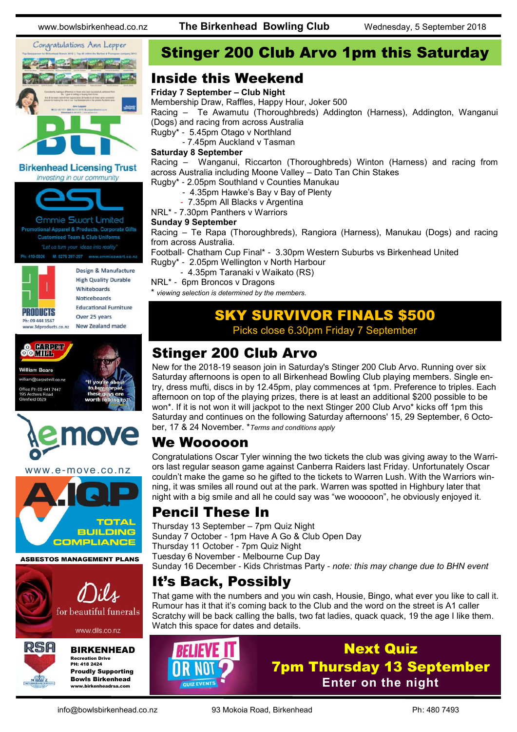# Stinger 200 Club Arvo 1pm this Saturday

## Inside this Weekend

**Friday 7 September – Club Night**
Membership Draw, Raffles, Happy Hour, Joker 500
Racing – Te Awamutu (Thoroughbreds) Addington (Harness), Addington, Wanganui (Dogs) and racing from across Australia
Rugby* - 5.45pm Otago v Northland
- 7.45pm Auckland v Tasman

**Saturday 8 September**
Racing – Wanganui, Riccarton (Thoroughbreds) Winton (Harness) and racing from across Australia including Moone Valley – Dato Tan Chin Stakes
Rugby* - 2.05pm Southland v Counties Manukau
- 4.35pm Hawke's Bay v Bay of Plenty
- 7.35pm All Blacks v Argentina

NRL* - 7.30pm Panthers v Warriors

**Sunday 9 September**
Racing – Te Rapa (Thoroughbreds), Rangiora (Harness), Manukau (Dogs) and racing from across Australia.
Football- Chatham Cup Final* - 3.30pm Western Suburbs vs Birkenhead United
Rugby* - 2.05pm Wellington v North Harbour
- 4.35pm Taranaki v Waikato (RS)

NRL* - 6pm Broncos v Dragons

* *viewing selection is determined by the members.*

## SKY SURVIVOR FINALS $500

Picks close 6.30pm Friday 7 September

## Stinger 200 Club Arvo

New for the 2018-19 season join in Saturday's Stinger 200 Club Arvo. Running over six Saturday afternoons is open to all Birkenhead Bowling Club playing members. Single entry, dress mufti, discs in by 12.45pm, play commences at 1pm. Preference to triples. Each afternoon on top of the playing prizes, there is at least an additional $200 possible to be won*. If it is not won it will jackpot to the next Stinger 200 Club Arvo* kicks off 1pm this Saturday and continues on the following Saturday afternoons' 15, 29 September, 6 October, 17 & 24 November. **Terms and conditions apply*

## We Wooooon

Congratulations Oscar Tyler winning the two tickets the club was giving away to the Warriors last regular season game against Canberra Raiders last Friday. Unfortunately Oscar couldn't make the game so he gifted to the tickets to Warren Lush. With the Warriors winning, it was smiles all round out at the park. Warren was spotted in Highbury later that night with a big smile and all he could say was "we wooooon", he obviously enjoyed it.

## Pencil These In

Thursday 13 September – 7pm Quiz Night
Sunday 7 October - 1pm Have A Go & Club Open Day
Thursday 11 October - 7pm Quiz Night
Tuesday 6 November - Melbourne Cup Day
Sunday 16 December - Kids Christmas Party - *note: this may change due to BHN event*

## It's Back, Possibly

That game with the numbers and you win cash, Housie, Bingo, what ever you like to call it. Rumour has it that it's coming back to the Club and the word on the street is A1 caller Scratchy will be back calling the balls, two fat ladies, quack quack, 19 the age I like them. Watch this space for dates and details.

**BELIEVE IT OR NOT? QUIZ EVENTS**

## Next Quiz
## 7pm Thursday 13 September
**Enter on the night**

---

Congratulations Ann Lepper

Birkenhead Licensing Trust — *Investing in our community*

Emmie Swart Limited — Promotional Apparel & Products, Corporate Gifts, Customised Team & Club Uniforms. "Let us turn your ideas into reality" Ph: 410-0926 M: 0275 297-207 www.emmieswart.co.nz

3D Products — Design & Manufacture, High Quality Durable Whiteboards, Noticeboards, Educational Furniture, Over 25 years, New Zealand made. Ph: 09 444 1567 www.3dproducts.co.nz

Carpet Mill — William Beare, william@carpetmill.co.nz, Office Ph 09 441 7447, 195 Archers Road Glenfield 0629. "If you're about to buy carpet, these guys are worth talking to!"

emove — www.e-move.co.nz

A.IQP — Total Building Compliance. Asbestos Management Plans

Dils — for beautiful funerals. www.dils.co.nz

RSA Birkenhead — Recreation Drive, PH: 418 2424. Proudly Supporting Bowls Birkenhead. www.birkenheadrsa.com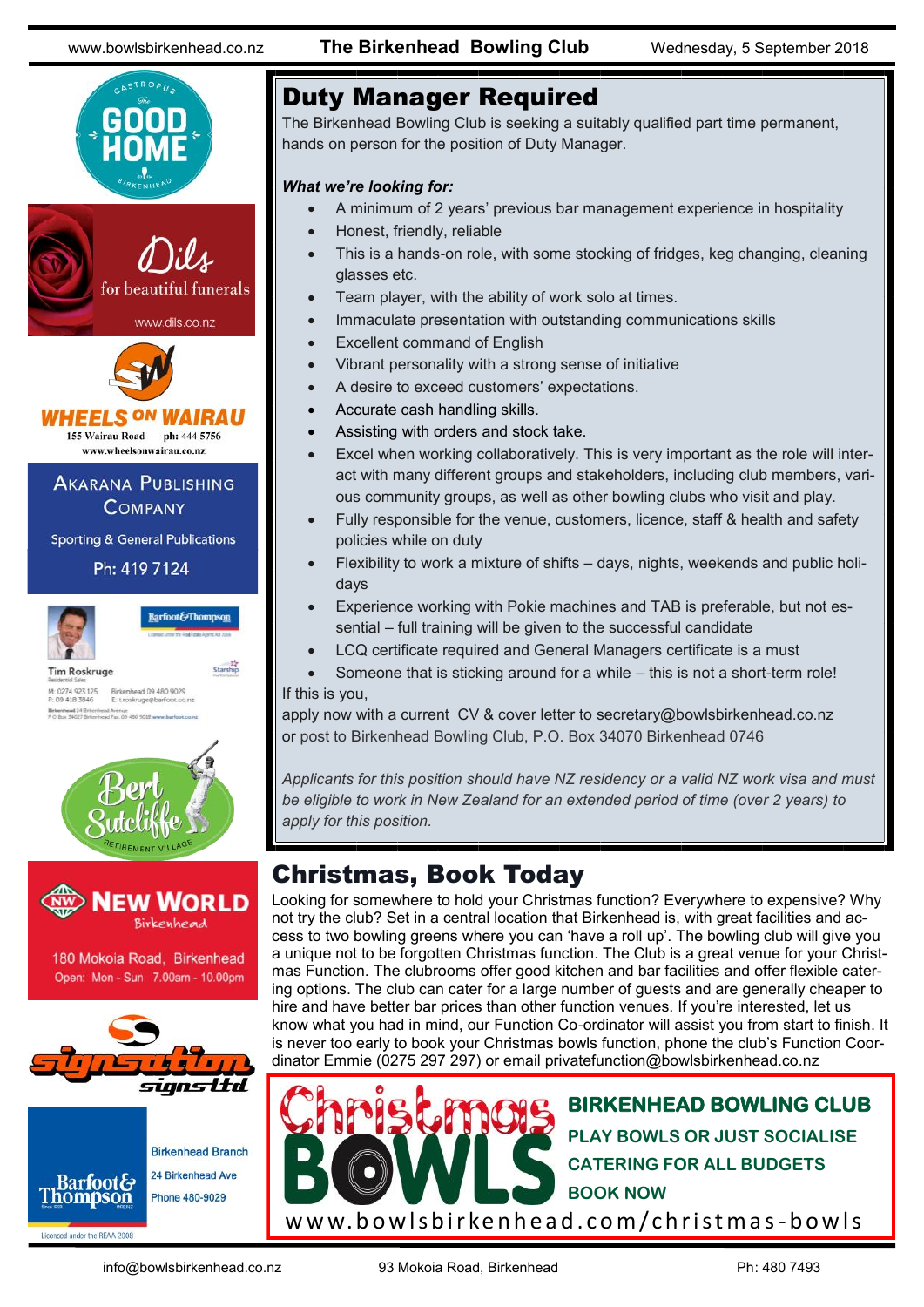# Duty Manager Required

The Birkenhead Bowling Club is seeking a suitably qualified part time permanent, hands on person for the position of Duty Manager.

***What we're looking for:***

- A minimum of 2 years' previous bar management experience in hospitality
- Honest, friendly, reliable
- This is a hands-on role, with some stocking of fridges, keg changing, cleaning glasses etc.
- Team player, with the ability of work solo at times.
- Immaculate presentation with outstanding communications skills
- Excellent command of English
- Vibrant personality with a strong sense of initiative
- A desire to exceed customers' expectations.
- Accurate cash handling skills.
- Assisting with orders and stock take.
- Excel when working collaboratively. This is very important as the role will interact with many different groups and stakeholders, including club members, various community groups, as well as other bowling clubs who visit and play.
- Fully responsible for the venue, customers, licence, staff & health and safety policies while on duty
- Flexibility to work a mixture of shifts – days, nights, weekends and public holidays
- Experience working with Pokie machines and TAB is preferable, but not essential – full training will be given to the successful candidate
- LCQ certificate required and General Managers certificate is a must
- Someone that is sticking around for a while – this is not a short-term role!

If this is you,

apply now with a current CV & cover letter to secretary@bowlsbirkenhead.co.nz or post to Birkenhead Bowling Club, P.O. Box 34070 Birkenhead 0746

*Applicants for this position should have NZ residency or a valid NZ work visa and must be eligible to work in New Zealand for an extended period of time (over 2 years) to apply for this position.*

# Christmas, Book Today

Looking for somewhere to hold your Christmas function? Everywhere to expensive? Why not try the club? Set in a central location that Birkenhead is, with great facilities and access to two bowling greens where you can 'have a roll up'. The bowling club will give you a unique not to be forgotten Christmas function. The Club is a great venue for your Christmas Function. The clubrooms offer good kitchen and bar facilities and offer flexible catering options. The club can cater for a large number of guests and are generally cheaper to hire and have better bar prices than other function venues. If you're interested, let us know what you had in mind, our Function Co-ordinator will assist you from start to finish. It is never too early to book your Christmas bowls function, phone the club's Function Coordinator Emmie (0275 297 297) or email privatefunction@bowlsbirkenhead.co.nz

**Christmas BOWLS**

**BIRKENHEAD BOWLING CLUB**
**PLAY BOWLS OR JUST SOCIALISE**
**CATERING FOR ALL BUDGETS**
**BOOK NOW**

www.bowlsbirkenhead.com/christmas-bowls

The Good Home Gastropub Birkenhead

Dils for beautiful funerals www.dils.co.nz

WHEELS ON WAIRAU 155 Wairau Road ph: 444 5756 www.wheelsonwairau.co.nz

AKARANA PUBLISHING COMPANY Sporting & General Publications Ph: 419 7124

Barfoot&Thompson Tim Roskruge Residential Sales M: 0274 923 125 P: 09 418 3846 Birkenhead 09 480 9029 E: troskruge@barfoot.co.nz

Bert Sutcliffe Retirement Village

NEW WORLD Birkenhead 180 Mokoia Road, Birkenhead Open: Mon - Sun 7.00am - 10.00pm

signsation signs ltd

Barfoot&Thompson Birkenhead Branch 24 Birkenhead Ave Phone 480-9029 Licensed under the REAA 2008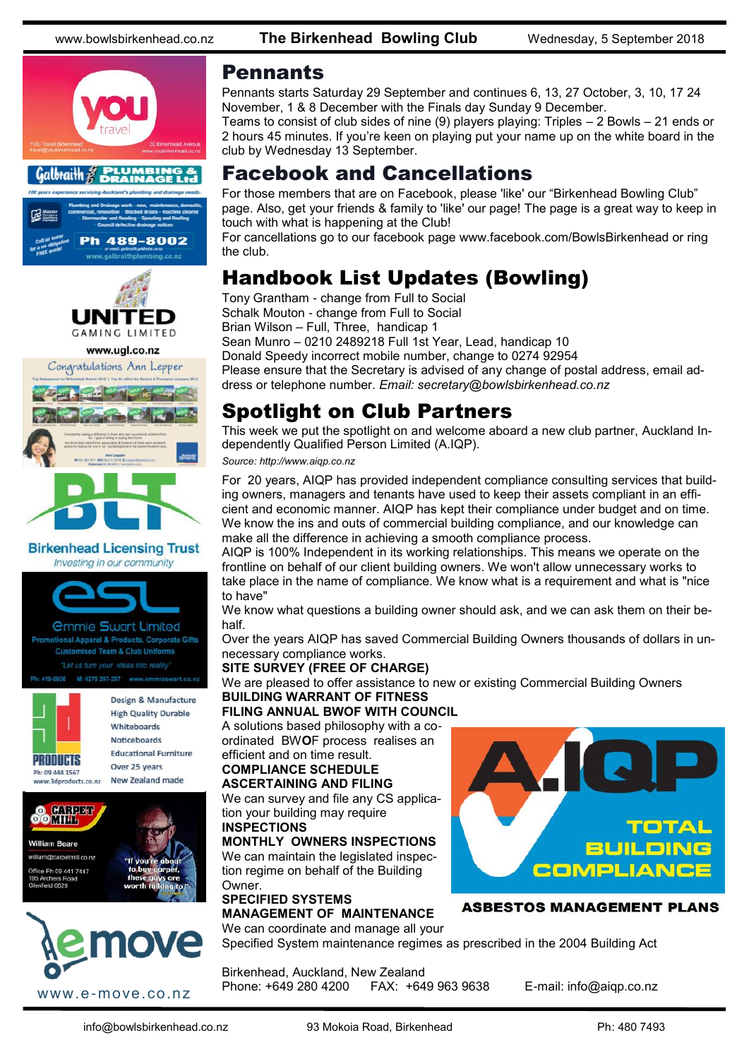# Pennants

Pennants starts Saturday 29 September and continues 6, 13, 27 October, 3, 10, 17 24 November, 1 & 8 December with the Finals day Sunday 9 December.

Teams to consist of club sides of nine (9) players playing: Triples – 2 Bowls – 21 ends or 2 hours 45 minutes. If you're keen on playing put your name up on the white board in the club by Wednesday 13 September.

# Facebook and Cancellations

For those members that are on Facebook, please 'like' our "Birkenhead Bowling Club" page. Also, get your friends & family to 'like' our page! The page is a great way to keep in touch with what is happening at the Club!

For cancellations go to our facebook page www.facebook.com/BowlsBirkenhead or ring the club.

# Handbook List Updates (Bowling)

Tony Grantham - change from Full to Social
Schalk Mouton - change from Full to Social
Brian Wilson – Full, Three, handicap 1
Sean Munro – 0210 2489218 Full 1st Year, Lead, handicap 10
Donald Speedy incorrect mobile number, change to 0274 92954
Please ensure that the Secretary is advised of any change of postal address, email address or telephone number. *Email: secretary@bowlsbirkenhead.co.nz*

# Spotlight on Club Partners

This week we put the spotlight on and welcome aboard a new club partner, Auckland Independently Qualified Person Limited (A.IQP).

*Source: http://www.aiqp.co.nz*

For 20 years, AIQP has provided independent compliance consulting services that building owners, managers and tenants have used to keep their assets compliant in an efficient and economic manner. AIQP has kept their compliance under budget and on time. We know the ins and outs of commercial building compliance, and our knowledge can make all the difference in achieving a smooth compliance process.

AIQP is 100% Independent in its working relationships. This means we operate on the frontline on behalf of our client building owners. We won't allow unnecessary works to take place in the name of compliance. We know what is a requirement and what is "nice to have"

We know what questions a building owner should ask, and we can ask them on their behalf.

Over the years AIQP has saved Commercial Building Owners thousands of dollars in unnecessary compliance works.

**SITE SURVEY (FREE OF CHARGE)**

We are pleased to offer assistance to new or existing Commercial Building Owners

**BUILDING WARRANT OF FITNESS**

**FILING ANNUAL BWOF WITH COUNCIL**

A solutions based philosophy with a co-ordinated BWOF process realises an efficient and on time result.

**COMPLIANCE SCHEDULE ASCERTAINING AND FILING**

We can survey and file any CS application your building may require

**INSPECTIONS**

**MONTHLY OWNERS INSPECTIONS**

We can maintain the legislated inspection regime on behalf of the Building Owner.

**SPECIFIED SYSTEMS MANAGEMENT OF MAINTENANCE**

We can coordinate and manage all your Specified System maintenance regimes as prescribed in the 2004 Building Act

A.IQP TOTAL BUILDING COMPLIANCE

**ASBESTOS MANAGEMENT PLANS**

Birkenhead, Auckland, New Zealand
Phone: +649 280 4200 FAX: +649 963 9638 E-mail: info@aiqp.co.nz